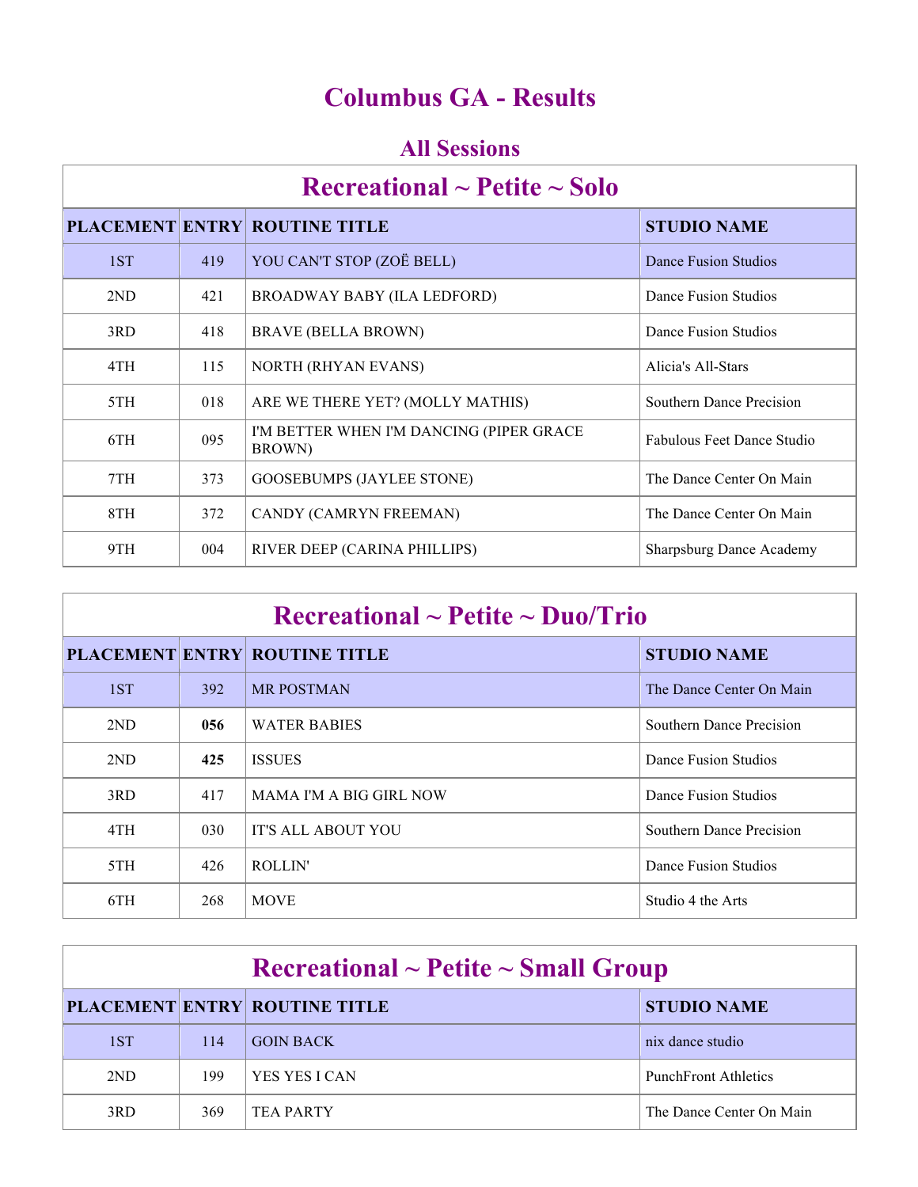# Columbus GA - Results

## All Sessions

### Recreational ~ Petite ~ Solo

| PLACEMENT | ENTRY | ROUTINE TITLE | STUDIO NAME |
|---|---|---|---|
| 1ST | 419 | YOU CAN'T STOP (ZOË BELL) | Dance Fusion Studios |
| 2ND | 421 | BROADWAY BABY (ILA LEDFORD) | Dance Fusion Studios |
| 3RD | 418 | BRAVE (BELLA BROWN) | Dance Fusion Studios |
| 4TH | 115 | NORTH (RHYAN EVANS) | Alicia's All-Stars |
| 5TH | 018 | ARE WE THERE YET? (MOLLY MATHIS) | Southern Dance Precision |
| 6TH | 095 | I'M BETTER WHEN I'M DANCING (PIPER GRACE BROWN) | Fabulous Feet Dance Studio |
| 7TH | 373 | GOOSEBUMPS (JAYLEE STONE) | The Dance Center On Main |
| 8TH | 372 | CANDY (CAMRYN FREEMAN) | The Dance Center On Main |
| 9TH | 004 | RIVER DEEP (CARINA PHILLIPS) | Sharpsburg Dance Academy |

### Recreational ~ Petite ~ Duo/Trio

| PLACEMENT | ENTRY | ROUTINE TITLE | STUDIO NAME |
|---|---|---|---|
| 1ST | 392 | MR POSTMAN | The Dance Center On Main |
| 2ND | **056** | WATER BABIES | Southern Dance Precision |
| 2ND | **425** | ISSUES | Dance Fusion Studios |
| 3RD | 417 | MAMA I'M A BIG GIRL NOW | Dance Fusion Studios |
| 4TH | 030 | IT'S ALL ABOUT YOU | Southern Dance Precision |
| 5TH | 426 | ROLLIN' | Dance Fusion Studios |
| 6TH | 268 | MOVE | Studio 4 the Arts |

### Recreational ~ Petite ~ Small Group

| PLACEMENT | ENTRY | ROUTINE TITLE | STUDIO NAME |
|---|---|---|---|
| 1ST | 114 | GOIN BACK | nix dance studio |
| 2ND | 199 | YES YES I CAN | PunchFront Athletics |
| 3RD | 369 | TEA PARTY | The Dance Center On Main |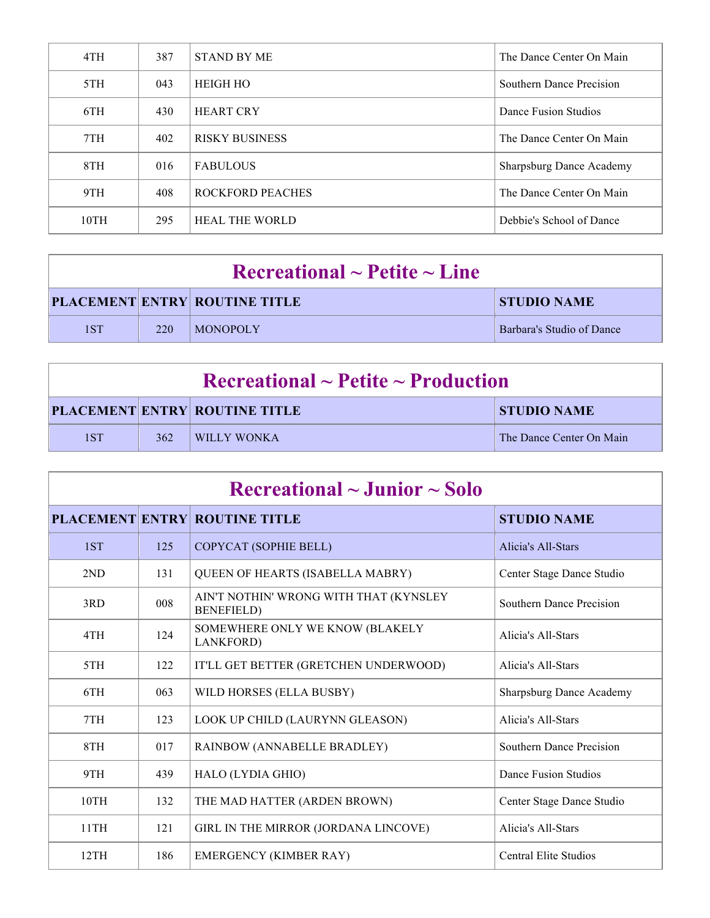| | | | |
|---|---|---|---|
| 4TH | 387 | STAND BY ME | The Dance Center On Main |
| 5TH | 043 | HEIGH HO | Southern Dance Precision |
| 6TH | 430 | HEART CRY | Dance Fusion Studios |
| 7TH | 402 | RISKY BUSINESS | The Dance Center On Main |
| 8TH | 016 | FABULOUS | Sharpsburg Dance Academy |
| 9TH | 408 | ROCKFORD PEACHES | The Dance Center On Main |
| 10TH | 295 | HEAL THE WORLD | Debbie's School of Dance |

## Recreational ~ Petite ~ Line

| PLACEMENT | ENTRY | ROUTINE TITLE | STUDIO NAME |
|---|---|---|---|
| 1ST | 220 | MONOPOLY | Barbara's Studio of Dance |

## Recreational ~ Petite ~ Production

| PLACEMENT | ENTRY | ROUTINE TITLE | STUDIO NAME |
|---|---|---|---|
| 1ST | 362 | WILLY WONKA | The Dance Center On Main |

## Recreational ~ Junior ~ Solo

| PLACEMENT | ENTRY | ROUTINE TITLE | STUDIO NAME |
|---|---|---|---|
| 1ST | 125 | COPYCAT (SOPHIE BELL) | Alicia's All-Stars |
| 2ND | 131 | QUEEN OF HEARTS (ISABELLA MABRY) | Center Stage Dance Studio |
| 3RD | 008 | AIN'T NOTHIN' WRONG WITH THAT (KYNSLEY BENEFIELD) | Southern Dance Precision |
| 4TH | 124 | SOMEWHERE ONLY WE KNOW (BLAKELY LANKFORD) | Alicia's All-Stars |
| 5TH | 122 | IT'LL GET BETTER (GRETCHEN UNDERWOOD) | Alicia's All-Stars |
| 6TH | 063 | WILD HORSES (ELLA BUSBY) | Sharpsburg Dance Academy |
| 7TH | 123 | LOOK UP CHILD (LAURYNN GLEASON) | Alicia's All-Stars |
| 8TH | 017 | RAINBOW (ANNABELLE BRADLEY) | Southern Dance Precision |
| 9TH | 439 | HALO (LYDIA GHIO) | Dance Fusion Studios |
| 10TH | 132 | THE MAD HATTER (ARDEN BROWN) | Center Stage Dance Studio |
| 11TH | 121 | GIRL IN THE MIRROR (JORDANA LINCOVE) | Alicia's All-Stars |
| 12TH | 186 | EMERGENCY (KIMBER RAY) | Central Elite Studios |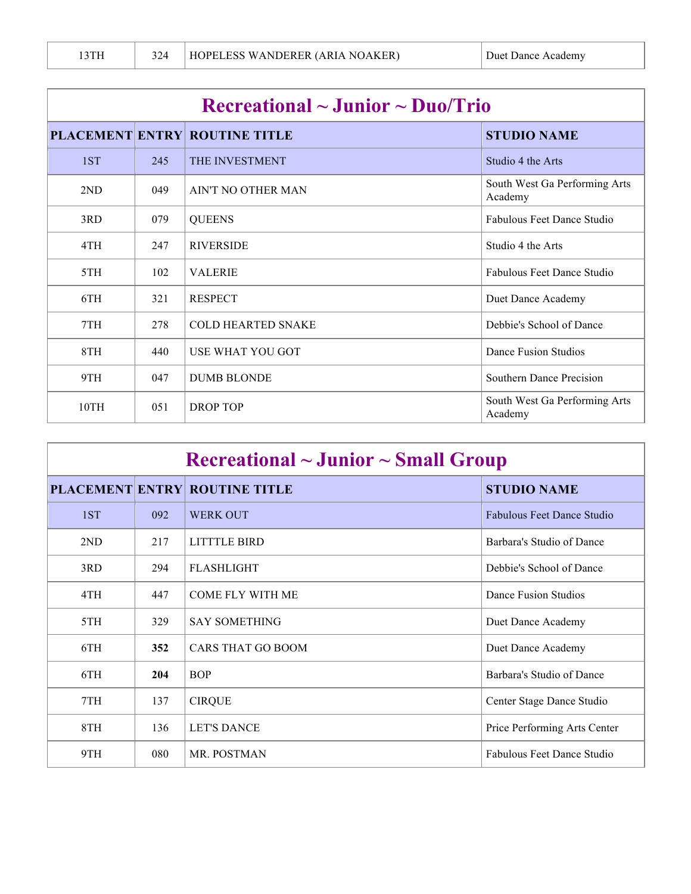| | | | |
|---|---|---|---|
| 13TH | 324 | HOPELESS WANDERER (ARIA NOAKER) | Duet Dance Academy |

## Recreational ~ Junior ~ Duo/Trio

| PLACEMENT | ENTRY | ROUTINE TITLE | STUDIO NAME |
|---|---|---|---|
| 1ST | 245 | THE INVESTMENT | Studio 4 the Arts |
| 2ND | 049 | AIN'T NO OTHER MAN | South West Ga Performing Arts Academy |
| 3RD | 079 | QUEENS | Fabulous Feet Dance Studio |
| 4TH | 247 | RIVERSIDE | Studio 4 the Arts |
| 5TH | 102 | VALERIE | Fabulous Feet Dance Studio |
| 6TH | 321 | RESPECT | Duet Dance Academy |
| 7TH | 278 | COLD HEARTED SNAKE | Debbie's School of Dance |
| 8TH | 440 | USE WHAT YOU GOT | Dance Fusion Studios |
| 9TH | 047 | DUMB BLONDE | Southern Dance Precision |
| 10TH | 051 | DROP TOP | South West Ga Performing Arts Academy |

## Recreational ~ Junior ~ Small Group

| PLACEMENT | ENTRY | ROUTINE TITLE | STUDIO NAME |
|---|---|---|---|
| 1ST | 092 | WERK OUT | Fabulous Feet Dance Studio |
| 2ND | 217 | LITTTLE BIRD | Barbara's Studio of Dance |
| 3RD | 294 | FLASHLIGHT | Debbie's School of Dance |
| 4TH | 447 | COME FLY WITH ME | Dance Fusion Studios |
| 5TH | 329 | SAY SOMETHING | Duet Dance Academy |
| 6TH | **352** | CARS THAT GO BOOM | Duet Dance Academy |
| 6TH | **204** | BOP | Barbara's Studio of Dance |
| 7TH | 137 | CIRQUE | Center Stage Dance Studio |
| 8TH | 136 | LET'S DANCE | Price Performing Arts Center |
| 9TH | 080 | MR. POSTMAN | Fabulous Feet Dance Studio |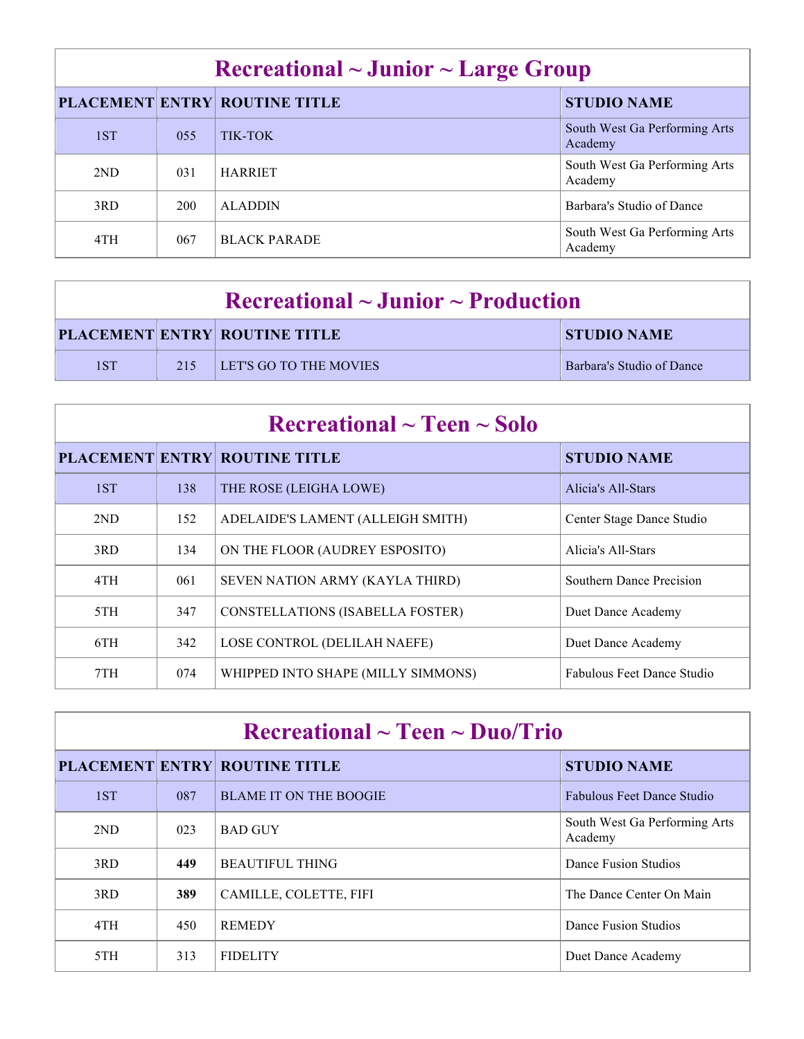## Recreational ~ Junior ~ Large Group

| PLACEMENT | ENTRY | ROUTINE TITLE | STUDIO NAME |
|---|---|---|---|
| 1ST | 055 | TIK-TOK | South West Ga Performing Arts Academy |
| 2ND | 031 | HARRIET | South West Ga Performing Arts Academy |
| 3RD | 200 | ALADDIN | Barbara's Studio of Dance |
| 4TH | 067 | BLACK PARADE | South West Ga Performing Arts Academy |

## Recreational ~ Junior ~ Production

| PLACEMENT | ENTRY | ROUTINE TITLE | STUDIO NAME |
|---|---|---|---|
| 1ST | 215 | LET'S GO TO THE MOVIES | Barbara's Studio of Dance |

## Recreational ~ Teen ~ Solo

| PLACEMENT | ENTRY | ROUTINE TITLE | STUDIO NAME |
|---|---|---|---|
| 1ST | 138 | THE ROSE (LEIGHA LOWE) | Alicia's All-Stars |
| 2ND | 152 | ADELAIDE'S LAMENT (ALLEIGH SMITH) | Center Stage Dance Studio |
| 3RD | 134 | ON THE FLOOR (AUDREY ESPOSITO) | Alicia's All-Stars |
| 4TH | 061 | SEVEN NATION ARMY (KAYLA THIRD) | Southern Dance Precision |
| 5TH | 347 | CONSTELLATIONS (ISABELLA FOSTER) | Duet Dance Academy |
| 6TH | 342 | LOSE CONTROL (DELILAH NAEFE) | Duet Dance Academy |
| 7TH | 074 | WHIPPED INTO SHAPE (MILLY SIMMONS) | Fabulous Feet Dance Studio |

## Recreational ~ Teen ~ Duo/Trio

| PLACEMENT | ENTRY | ROUTINE TITLE | STUDIO NAME |
|---|---|---|---|
| 1ST | 087 | BLAME IT ON THE BOOGIE | Fabulous Feet Dance Studio |
| 2ND | 023 | BAD GUY | South West Ga Performing Arts Academy |
| 3RD | **449** | BEAUTIFUL THING | Dance Fusion Studios |
| 3RD | **389** | CAMILLE, COLETTE, FIFI | The Dance Center On Main |
| 4TH | 450 | REMEDY | Dance Fusion Studios |
| 5TH | 313 | FIDELITY | Duet Dance Academy |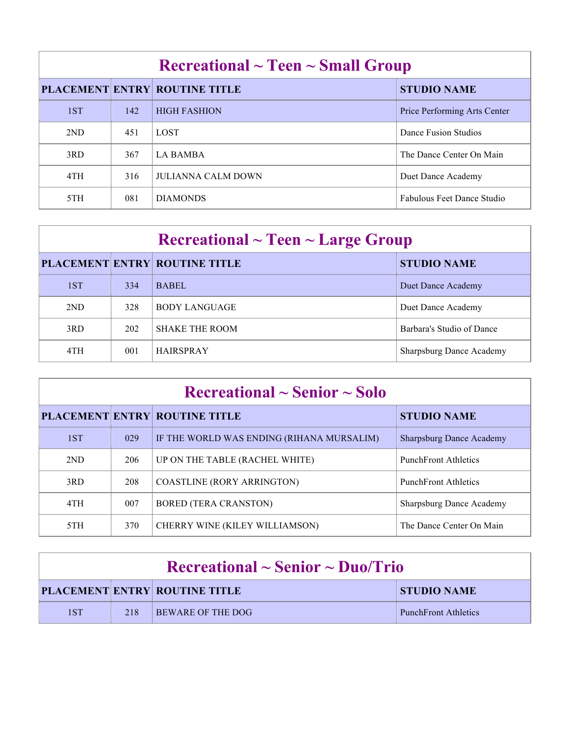## Recreational ~ Teen ~ Small Group

| PLACEMENT | ENTRY | ROUTINE TITLE | STUDIO NAME |
|---|---|---|---|
| 1ST | 142 | HIGH FASHION | Price Performing Arts Center |
| 2ND | 451 | LOST | Dance Fusion Studios |
| 3RD | 367 | LA BAMBA | The Dance Center On Main |
| 4TH | 316 | JULIANNA CALM DOWN | Duet Dance Academy |
| 5TH | 081 | DIAMONDS | Fabulous Feet Dance Studio |

## Recreational ~ Teen ~ Large Group

| PLACEMENT | ENTRY | ROUTINE TITLE | STUDIO NAME |
|---|---|---|---|
| 1ST | 334 | BABEL | Duet Dance Academy |
| 2ND | 328 | BODY LANGUAGE | Duet Dance Academy |
| 3RD | 202 | SHAKE THE ROOM | Barbara's Studio of Dance |
| 4TH | 001 | HAIRSPRAY | Sharpsburg Dance Academy |

## Recreational ~ Senior ~ Solo

| PLACEMENT | ENTRY | ROUTINE TITLE | STUDIO NAME |
|---|---|---|---|
| 1ST | 029 | IF THE WORLD WAS ENDING (RIHANA MURSALIM) | Sharpsburg Dance Academy |
| 2ND | 206 | UP ON THE TABLE (RACHEL WHITE) | PunchFront Athletics |
| 3RD | 208 | COASTLINE (RORY ARRINGTON) | PunchFront Athletics |
| 4TH | 007 | BORED (TERA CRANSTON) | Sharpsburg Dance Academy |
| 5TH | 370 | CHERRY WINE (KILEY WILLIAMSON) | The Dance Center On Main |

## Recreational ~ Senior ~ Duo/Trio

| PLACEMENT | ENTRY | ROUTINE TITLE | STUDIO NAME |
|---|---|---|---|
| 1ST | 218 | BEWARE OF THE DOG | PunchFront Athletics |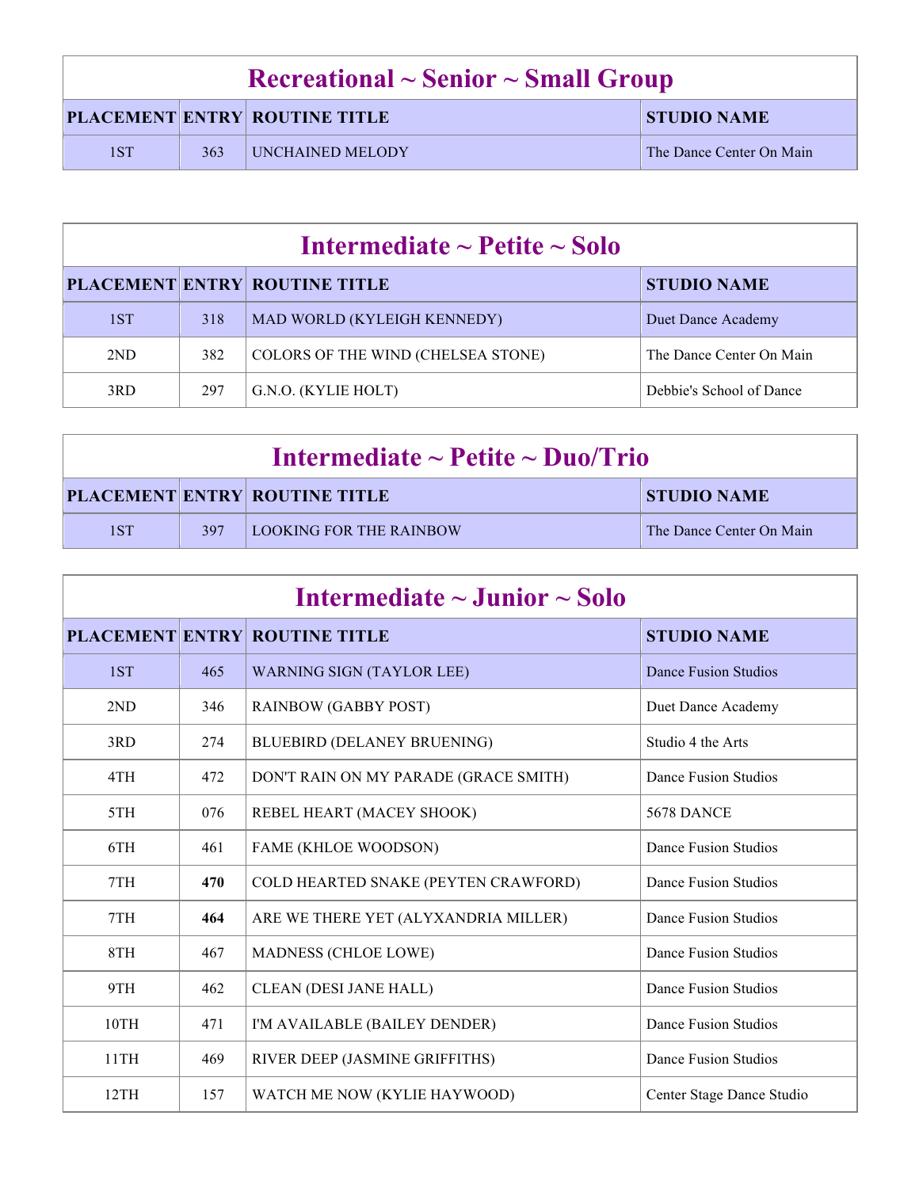## Recreational ~ Senior ~ Small Group

| PLACEMENT | ENTRY | ROUTINE TITLE | STUDIO NAME |
|---|---|---|---|
| 1ST | 363 | UNCHAINED MELODY | The Dance Center On Main |

## Intermediate ~ Petite ~ Solo

| PLACEMENT | ENTRY | ROUTINE TITLE | STUDIO NAME |
|---|---|---|---|
| 1ST | 318 | MAD WORLD (KYLEIGH KENNEDY) | Duet Dance Academy |
| 2ND | 382 | COLORS OF THE WIND (CHELSEA STONE) | The Dance Center On Main |
| 3RD | 297 | G.N.O. (KYLIE HOLT) | Debbie's School of Dance |

## Intermediate ~ Petite ~ Duo/Trio

| PLACEMENT | ENTRY | ROUTINE TITLE | STUDIO NAME |
|---|---|---|---|
| 1ST | 397 | LOOKING FOR THE RAINBOW | The Dance Center On Main |

## Intermediate ~ Junior ~ Solo

| PLACEMENT | ENTRY | ROUTINE TITLE | STUDIO NAME |
|---|---|---|---|
| 1ST | 465 | WARNING SIGN (TAYLOR LEE) | Dance Fusion Studios |
| 2ND | 346 | RAINBOW (GABBY POST) | Duet Dance Academy |
| 3RD | 274 | BLUEBIRD (DELANEY BRUENING) | Studio 4 the Arts |
| 4TH | 472 | DON'T RAIN ON MY PARADE (GRACE SMITH) | Dance Fusion Studios |
| 5TH | 076 | REBEL HEART (MACEY SHOOK) | 5678 DANCE |
| 6TH | 461 | FAME (KHLOE WOODSON) | Dance Fusion Studios |
| 7TH | **470** | COLD HEARTED SNAKE (PEYTEN CRAWFORD) | Dance Fusion Studios |
| 7TH | **464** | ARE WE THERE YET (ALYXANDRIA MILLER) | Dance Fusion Studios |
| 8TH | 467 | MADNESS (CHLOE LOWE) | Dance Fusion Studios |
| 9TH | 462 | CLEAN (DESI JANE HALL) | Dance Fusion Studios |
| 10TH | 471 | I'M AVAILABLE (BAILEY DENDER) | Dance Fusion Studios |
| 11TH | 469 | RIVER DEEP (JASMINE GRIFFITHS) | Dance Fusion Studios |
| 12TH | 157 | WATCH ME NOW (KYLIE HAYWOOD) | Center Stage Dance Studio |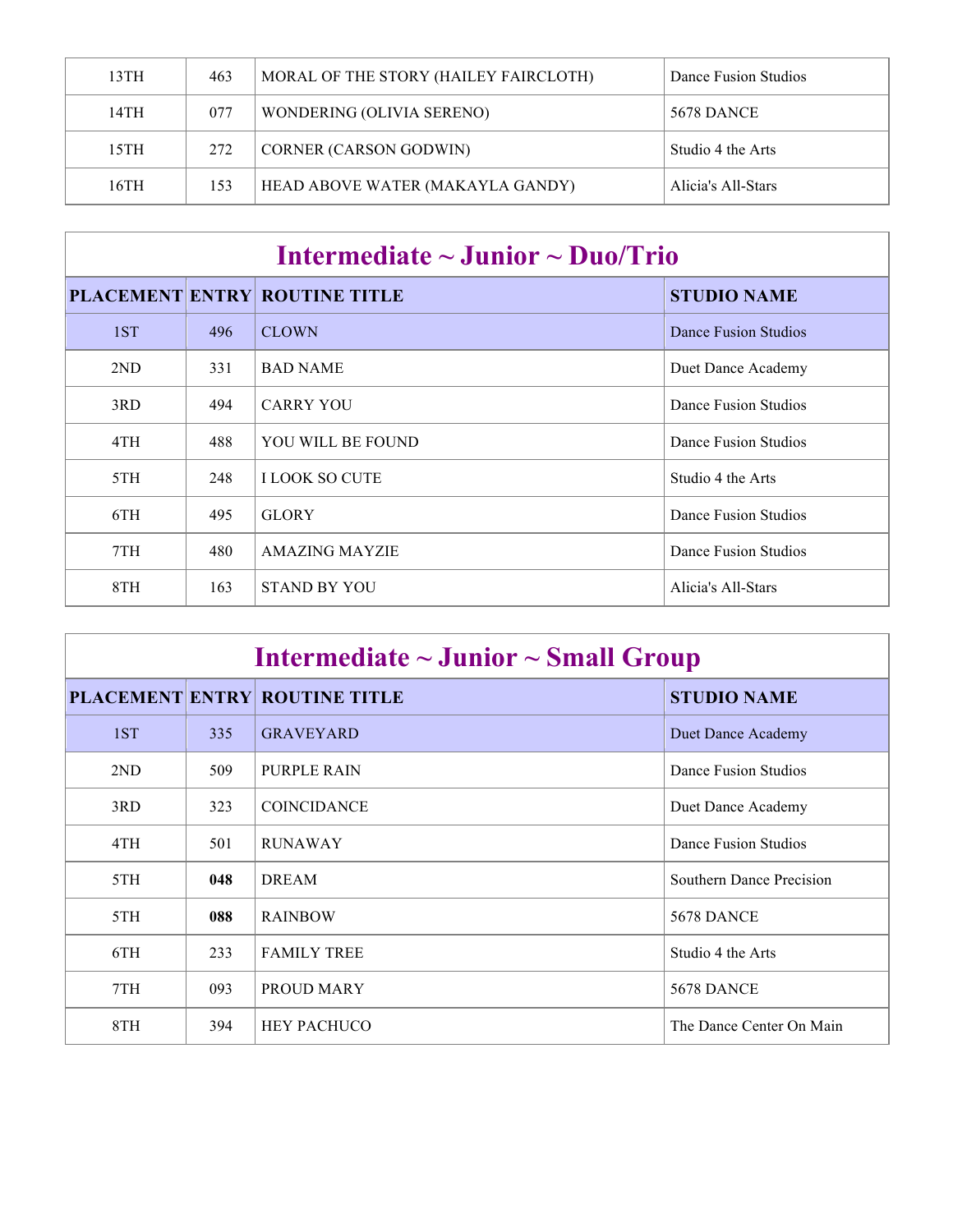| | | | |
|---|---|---|---|
| 13TH | 463 | MORAL OF THE STORY (HAILEY FAIRCLOTH) | Dance Fusion Studios |
| 14TH | 077 | WONDERING (OLIVIA SERENO) | 5678 DANCE |
| 15TH | 272 | CORNER (CARSON GODWIN) | Studio 4 the Arts |
| 16TH | 153 | HEAD ABOVE WATER (MAKAYLA GANDY) | Alicia's All-Stars |

## Intermediate ~ Junior ~ Duo/Trio

| PLACEMENT | ENTRY | ROUTINE TITLE | STUDIO NAME |
|---|---|---|---|
| 1ST | 496 | CLOWN | Dance Fusion Studios |
| 2ND | 331 | BAD NAME | Duet Dance Academy |
| 3RD | 494 | CARRY YOU | Dance Fusion Studios |
| 4TH | 488 | YOU WILL BE FOUND | Dance Fusion Studios |
| 5TH | 248 | I LOOK SO CUTE | Studio 4 the Arts |
| 6TH | 495 | GLORY | Dance Fusion Studios |
| 7TH | 480 | AMAZING MAYZIE | Dance Fusion Studios |
| 8TH | 163 | STAND BY YOU | Alicia's All-Stars |

## Intermediate ~ Junior ~ Small Group

| PLACEMENT | ENTRY | ROUTINE TITLE | STUDIO NAME |
|---|---|---|---|
| 1ST | 335 | GRAVEYARD | Duet Dance Academy |
| 2ND | 509 | PURPLE RAIN | Dance Fusion Studios |
| 3RD | 323 | COINCIDANCE | Duet Dance Academy |
| 4TH | 501 | RUNAWAY | Dance Fusion Studios |
| 5TH | **048** | DREAM | Southern Dance Precision |
| 5TH | **088** | RAINBOW | 5678 DANCE |
| 6TH | 233 | FAMILY TREE | Studio 4 the Arts |
| 7TH | 093 | PROUD MARY | 5678 DANCE |
| 8TH | 394 | HEY PACHUCO | The Dance Center On Main |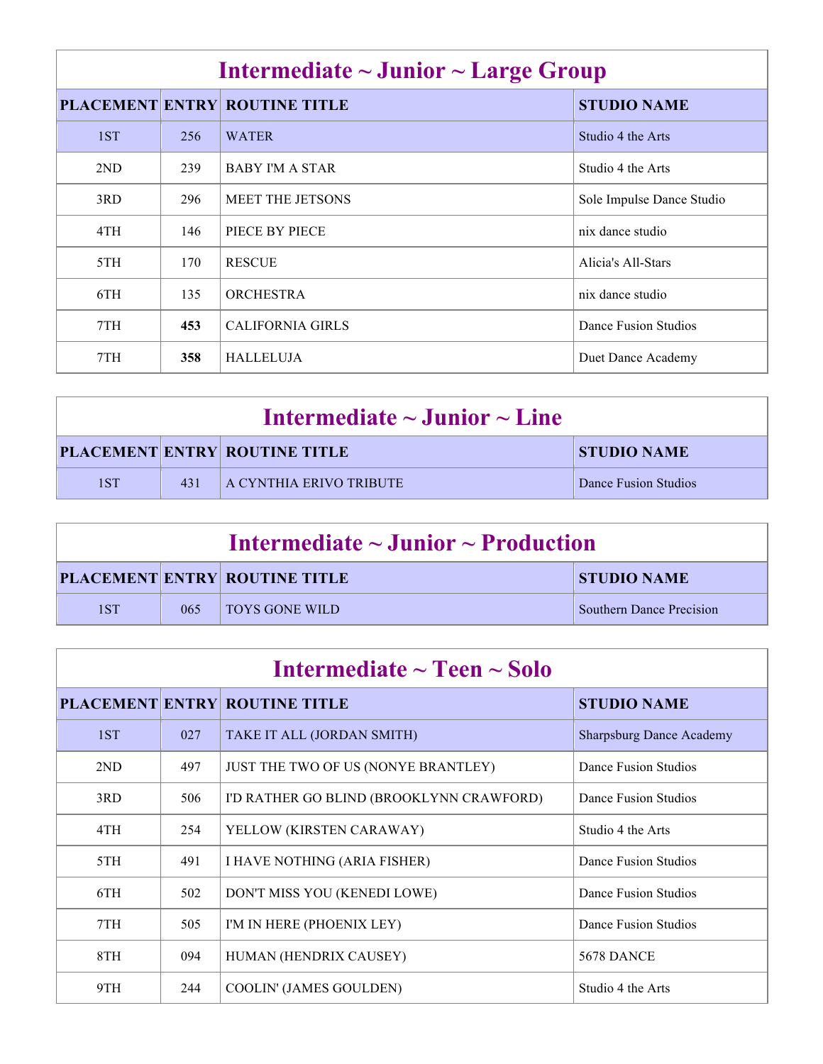## Intermediate ~ Junior ~ Large Group

| PLACEMENT | ENTRY | ROUTINE TITLE | STUDIO NAME |
|---|---|---|---|
| 1ST | 256 | WATER | Studio 4 the Arts |
| 2ND | 239 | BABY I'M A STAR | Studio 4 the Arts |
| 3RD | 296 | MEET THE JETSONS | Sole Impulse Dance Studio |
| 4TH | 146 | PIECE BY PIECE | nix dance studio |
| 5TH | 170 | RESCUE | Alicia's All-Stars |
| 6TH | 135 | ORCHESTRA | nix dance studio |
| 7TH | **453** | CALIFORNIA GIRLS | Dance Fusion Studios |
| 7TH | **358** | HALLELUJA | Duet Dance Academy |

## Intermediate ~ Junior ~ Line

| PLACEMENT | ENTRY | ROUTINE TITLE | STUDIO NAME |
|---|---|---|---|
| 1ST | 431 | A CYNTHIA ERIVO TRIBUTE | Dance Fusion Studios |

## Intermediate ~ Junior ~ Production

| PLACEMENT | ENTRY | ROUTINE TITLE | STUDIO NAME |
|---|---|---|---|
| 1ST | 065 | TOYS GONE WILD | Southern Dance Precision |

## Intermediate ~ Teen ~ Solo

| PLACEMENT | ENTRY | ROUTINE TITLE | STUDIO NAME |
|---|---|---|---|
| 1ST | 027 | TAKE IT ALL (JORDAN SMITH) | Sharpsburg Dance Academy |
| 2ND | 497 | JUST THE TWO OF US (NONYE BRANTLEY) | Dance Fusion Studios |
| 3RD | 506 | I'D RATHER GO BLIND (BROOKLYNN CRAWFORD) | Dance Fusion Studios |
| 4TH | 254 | YELLOW (KIRSTEN CARAWAY) | Studio 4 the Arts |
| 5TH | 491 | I HAVE NOTHING (ARIA FISHER) | Dance Fusion Studios |
| 6TH | 502 | DON'T MISS YOU (KENEDI LOWE) | Dance Fusion Studios |
| 7TH | 505 | I'M IN HERE (PHOENIX LEY) | Dance Fusion Studios |
| 8TH | 094 | HUMAN (HENDRIX CAUSEY) | 5678 DANCE |
| 9TH | 244 | COOLIN' (JAMES GOULDEN) | Studio 4 the Arts |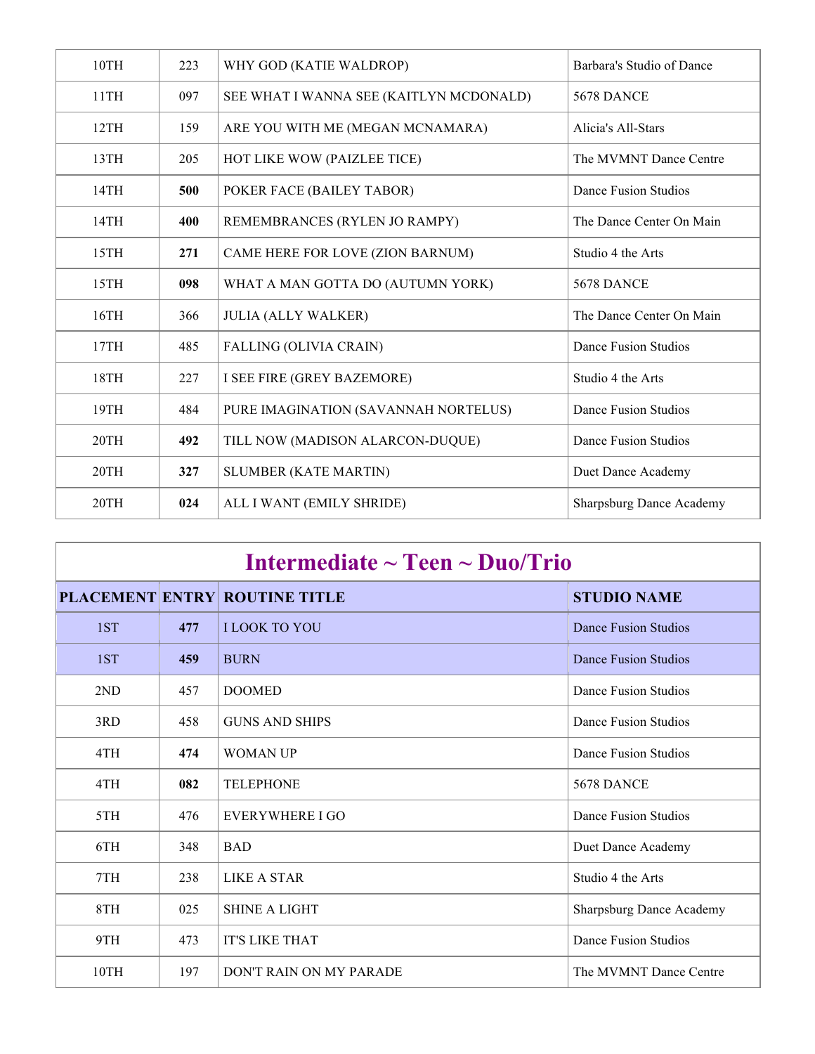| | | | |
|---|---|---|---|
| 10TH | 223 | WHY GOD (KATIE WALDROP) | Barbara's Studio of Dance |
| 11TH | 097 | SEE WHAT I WANNA SEE (KAITLYN MCDONALD) | 5678 DANCE |
| 12TH | 159 | ARE YOU WITH ME (MEGAN MCNAMARA) | Alicia's All-Stars |
| 13TH | 205 | HOT LIKE WOW (PAIZLEE TICE) | The MVMNT Dance Centre |
| 14TH | **500** | POKER FACE (BAILEY TABOR) | Dance Fusion Studios |
| 14TH | **400** | REMEMBRANCES (RYLEN JO RAMPY) | The Dance Center On Main |
| 15TH | **271** | CAME HERE FOR LOVE (ZION BARNUM) | Studio 4 the Arts |
| 15TH | **098** | WHAT A MAN GOTTA DO (AUTUMN YORK) | 5678 DANCE |
| 16TH | 366 | JULIA (ALLY WALKER) | The Dance Center On Main |
| 17TH | 485 | FALLING (OLIVIA CRAIN) | Dance Fusion Studios |
| 18TH | 227 | I SEE FIRE (GREY BAZEMORE) | Studio 4 the Arts |
| 19TH | 484 | PURE IMAGINATION (SAVANNAH NORTELUS) | Dance Fusion Studios |
| 20TH | **492** | TILL NOW (MADISON ALARCON-DUQUE) | Dance Fusion Studios |
| 20TH | **327** | SLUMBER (KATE MARTIN) | Duet Dance Academy |
| 20TH | **024** | ALL I WANT (EMILY SHRIDE) | Sharpsburg Dance Academy |

## Intermediate ~ Teen ~ Duo/Trio

| PLACEMENT | ENTRY | ROUTINE TITLE | STUDIO NAME |
|---|---|---|---|
| 1ST | **477** | I LOOK TO YOU | Dance Fusion Studios |
| 1ST | **459** | BURN | Dance Fusion Studios |
| 2ND | 457 | DOOMED | Dance Fusion Studios |
| 3RD | 458 | GUNS AND SHIPS | Dance Fusion Studios |
| 4TH | **474** | WOMAN UP | Dance Fusion Studios |
| 4TH | **082** | TELEPHONE | 5678 DANCE |
| 5TH | 476 | EVERYWHERE I GO | Dance Fusion Studios |
| 6TH | 348 | BAD | Duet Dance Academy |
| 7TH | 238 | LIKE A STAR | Studio 4 the Arts |
| 8TH | 025 | SHINE A LIGHT | Sharpsburg Dance Academy |
| 9TH | 473 | IT'S LIKE THAT | Dance Fusion Studios |
| 10TH | 197 | DON'T RAIN ON MY PARADE | The MVMNT Dance Centre |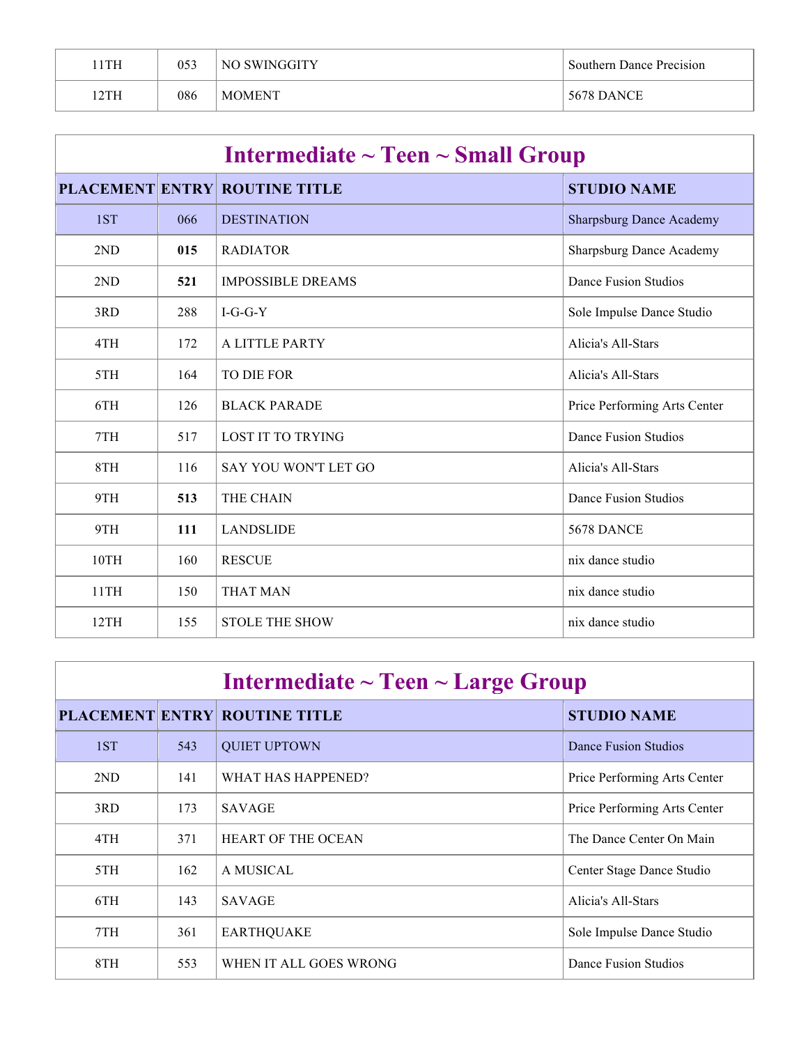| | | | |
|---|---|---|---|
| 11TH | 053 | NO SWINGGITY | Southern Dance Precision |
| 12TH | 086 | MOMENT | 5678 DANCE |

## Intermediate ~ Teen ~ Small Group

| PLACEMENT | ENTRY | ROUTINE TITLE | STUDIO NAME |
|---|---|---|---|
| 1ST | 066 | DESTINATION | Sharpsburg Dance Academy |
| 2ND | **015** | RADIATOR | Sharpsburg Dance Academy |
| 2ND | **521** | IMPOSSIBLE DREAMS | Dance Fusion Studios |
| 3RD | 288 | I-G-G-Y | Sole Impulse Dance Studio |
| 4TH | 172 | A LITTLE PARTY | Alicia's All-Stars |
| 5TH | 164 | TO DIE FOR | Alicia's All-Stars |
| 6TH | 126 | BLACK PARADE | Price Performing Arts Center |
| 7TH | 517 | LOST IT TO TRYING | Dance Fusion Studios |
| 8TH | 116 | SAY YOU WON'T LET GO | Alicia's All-Stars |
| 9TH | **513** | THE CHAIN | Dance Fusion Studios |
| 9TH | **111** | LANDSLIDE | 5678 DANCE |
| 10TH | 160 | RESCUE | nix dance studio |
| 11TH | 150 | THAT MAN | nix dance studio |
| 12TH | 155 | STOLE THE SHOW | nix dance studio |

## Intermediate ~ Teen ~ Large Group

| PLACEMENT | ENTRY | ROUTINE TITLE | STUDIO NAME |
|---|---|---|---|
| 1ST | 543 | QUIET UPTOWN | Dance Fusion Studios |
| 2ND | 141 | WHAT HAS HAPPENED? | Price Performing Arts Center |
| 3RD | 173 | SAVAGE | Price Performing Arts Center |
| 4TH | 371 | HEART OF THE OCEAN | The Dance Center On Main |
| 5TH | 162 | A MUSICAL | Center Stage Dance Studio |
| 6TH | 143 | SAVAGE | Alicia's All-Stars |
| 7TH | 361 | EARTHQUAKE | Sole Impulse Dance Studio |
| 8TH | 553 | WHEN IT ALL GOES WRONG | Dance Fusion Studios |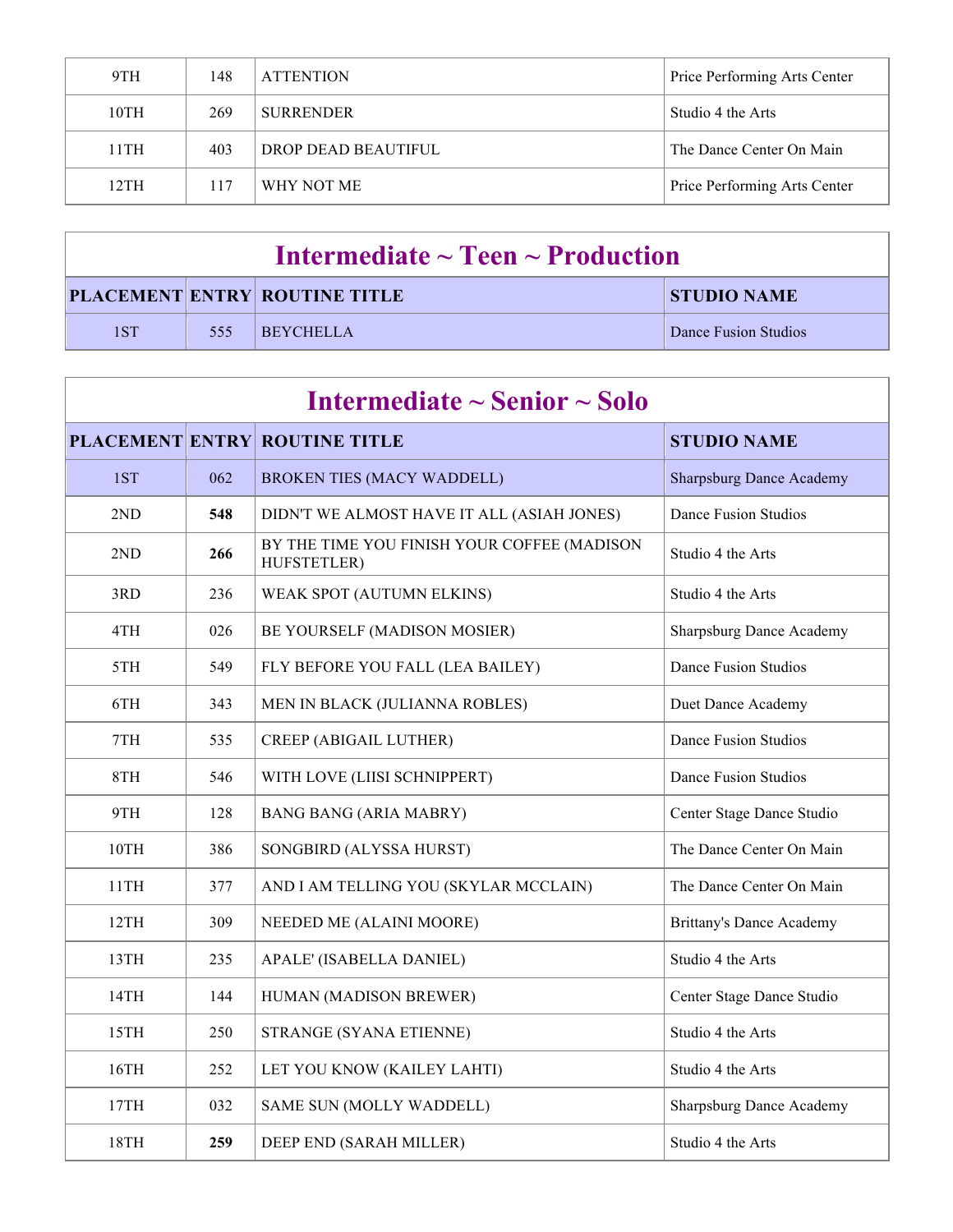| PLACEMENT | ENTRY | ROUTINE TITLE | STUDIO NAME |
|---|---|---|---|
| 9TH | 148 | ATTENTION | Price Performing Arts Center |
| 10TH | 269 | SURRENDER | Studio 4 the Arts |
| 11TH | 403 | DROP DEAD BEAUTIFUL | The Dance Center On Main |
| 12TH | 117 | WHY NOT ME | Price Performing Arts Center |

## Intermediate ~ Teen ~ Production

| PLACEMENT | ENTRY | ROUTINE TITLE | STUDIO NAME |
|---|---|---|---|
| 1ST | 555 | BEYCHELLA | Dance Fusion Studios |

## Intermediate ~ Senior ~ Solo

| PLACEMENT | ENTRY | ROUTINE TITLE | STUDIO NAME |
|---|---|---|---|
| 1ST | 062 | BROKEN TIES (MACY WADDELL) | Sharpsburg Dance Academy |
| 2ND | **548** | DIDN'T WE ALMOST HAVE IT ALL (ASIAH JONES) | Dance Fusion Studios |
| 2ND | **266** | BY THE TIME YOU FINISH YOUR COFFEE (MADISON HUFSTETLER) | Studio 4 the Arts |
| 3RD | 236 | WEAK SPOT (AUTUMN ELKINS) | Studio 4 the Arts |
| 4TH | 026 | BE YOURSELF (MADISON MOSIER) | Sharpsburg Dance Academy |
| 5TH | 549 | FLY BEFORE YOU FALL (LEA BAILEY) | Dance Fusion Studios |
| 6TH | 343 | MEN IN BLACK (JULIANNA ROBLES) | Duet Dance Academy |
| 7TH | 535 | CREEP (ABIGAIL LUTHER) | Dance Fusion Studios |
| 8TH | 546 | WITH LOVE (LIISI SCHNIPPERT) | Dance Fusion Studios |
| 9TH | 128 | BANG BANG (ARIA MABRY) | Center Stage Dance Studio |
| 10TH | 386 | SONGBIRD (ALYSSA HURST) | The Dance Center On Main |
| 11TH | 377 | AND I AM TELLING YOU (SKYLAR MCCLAIN) | The Dance Center On Main |
| 12TH | 309 | NEEDED ME (ALAINI MOORE) | Brittany's Dance Academy |
| 13TH | 235 | APALE' (ISABELLA DANIEL) | Studio 4 the Arts |
| 14TH | 144 | HUMAN (MADISON BREWER) | Center Stage Dance Studio |
| 15TH | 250 | STRANGE (SYANA ETIENNE) | Studio 4 the Arts |
| 16TH | 252 | LET YOU KNOW (KAILEY LAHTI) | Studio 4 the Arts |
| 17TH | 032 | SAME SUN (MOLLY WADDELL) | Sharpsburg Dance Academy |
| 18TH | **259** | DEEP END (SARAH MILLER) | Studio 4 the Arts |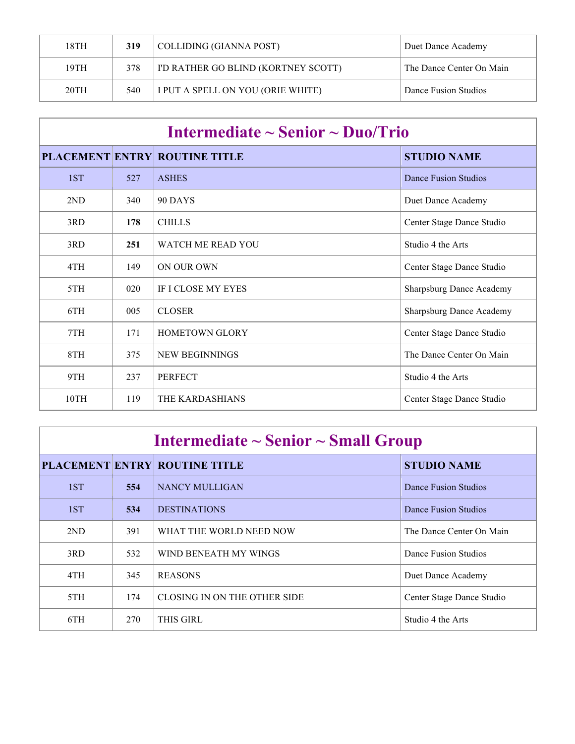| PLACEMENT | ENTRY | ROUTINE TITLE | STUDIO NAME |
|---|---|---|---|
| 18TH | **319** | COLLIDING (GIANNA POST) | Duet Dance Academy |
| 19TH | 378 | I'D RATHER GO BLIND (KORTNEY SCOTT) | The Dance Center On Main |
| 20TH | 540 | I PUT A SPELL ON YOU (ORIE WHITE) | Dance Fusion Studios |

## Intermediate ~ Senior ~ Duo/Trio

| PLACEMENT | ENTRY | ROUTINE TITLE | STUDIO NAME |
|---|---|---|---|
| 1ST | 527 | ASHES | Dance Fusion Studios |
| 2ND | 340 | 90 DAYS | Duet Dance Academy |
| 3RD | **178** | CHILLS | Center Stage Dance Studio |
| 3RD | **251** | WATCH ME READ YOU | Studio 4 the Arts |
| 4TH | 149 | ON OUR OWN | Center Stage Dance Studio |
| 5TH | 020 | IF I CLOSE MY EYES | Sharpsburg Dance Academy |
| 6TH | 005 | CLOSER | Sharpsburg Dance Academy |
| 7TH | 171 | HOMETOWN GLORY | Center Stage Dance Studio |
| 8TH | 375 | NEW BEGINNINGS | The Dance Center On Main |
| 9TH | 237 | PERFECT | Studio 4 the Arts |
| 10TH | 119 | THE KARDASHIANS | Center Stage Dance Studio |

## Intermediate ~ Senior ~ Small Group

| PLACEMENT | ENTRY | ROUTINE TITLE | STUDIO NAME |
|---|---|---|---|
| 1ST | **554** | NANCY MULLIGAN | Dance Fusion Studios |
| 1ST | **534** | DESTINATIONS | Dance Fusion Studios |
| 2ND | 391 | WHAT THE WORLD NEED NOW | The Dance Center On Main |
| 3RD | 532 | WIND BENEATH MY WINGS | Dance Fusion Studios |
| 4TH | 345 | REASONS | Duet Dance Academy |
| 5TH | 174 | CLOSING IN ON THE OTHER SIDE | Center Stage Dance Studio |
| 6TH | 270 | THIS GIRL | Studio 4 the Arts |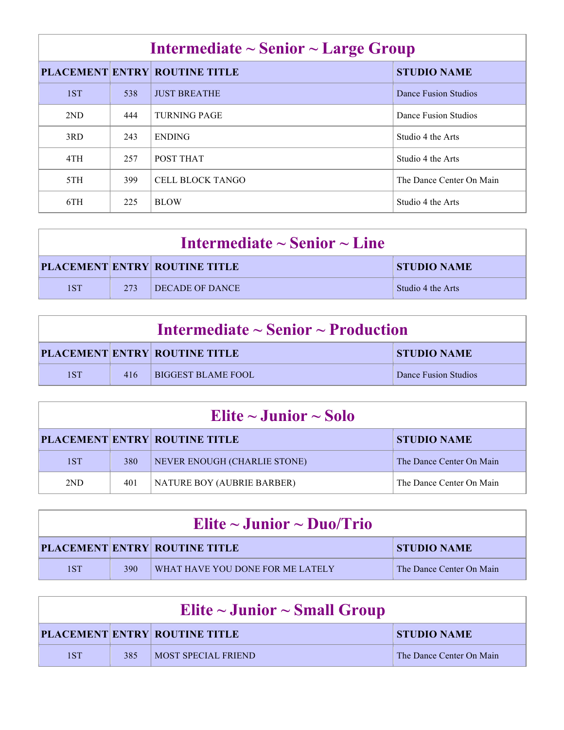## Intermediate ~ Senior ~ Large Group

| PLACEMENT | ENTRY | ROUTINE TITLE | STUDIO NAME |
|---|---|---|---|
| 1ST | 538 | JUST BREATHE | Dance Fusion Studios |
| 2ND | 444 | TURNING PAGE | Dance Fusion Studios |
| 3RD | 243 | ENDING | Studio 4 the Arts |
| 4TH | 257 | POST THAT | Studio 4 the Arts |
| 5TH | 399 | CELL BLOCK TANGO | The Dance Center On Main |
| 6TH | 225 | BLOW | Studio 4 the Arts |

## Intermediate ~ Senior ~ Line

| PLACEMENT | ENTRY | ROUTINE TITLE | STUDIO NAME |
|---|---|---|---|
| 1ST | 273 | DECADE OF DANCE | Studio 4 the Arts |

## Intermediate ~ Senior ~ Production

| PLACEMENT | ENTRY | ROUTINE TITLE | STUDIO NAME |
|---|---|---|---|
| 1ST | 416 | BIGGEST BLAME FOOL | Dance Fusion Studios |

## Elite ~ Junior ~ Solo

| PLACEMENT | ENTRY | ROUTINE TITLE | STUDIO NAME |
|---|---|---|---|
| 1ST | 380 | NEVER ENOUGH (CHARLIE STONE) | The Dance Center On Main |
| 2ND | 401 | NATURE BOY (AUBRIE BARBER) | The Dance Center On Main |

## Elite ~ Junior ~ Duo/Trio

| PLACEMENT | ENTRY | ROUTINE TITLE | STUDIO NAME |
|---|---|---|---|
| 1ST | 390 | WHAT HAVE YOU DONE FOR ME LATELY | The Dance Center On Main |

## Elite ~ Junior ~ Small Group

| PLACEMENT | ENTRY | ROUTINE TITLE | STUDIO NAME |
|---|---|---|---|
| 1ST | 385 | MOST SPECIAL FRIEND | The Dance Center On Main |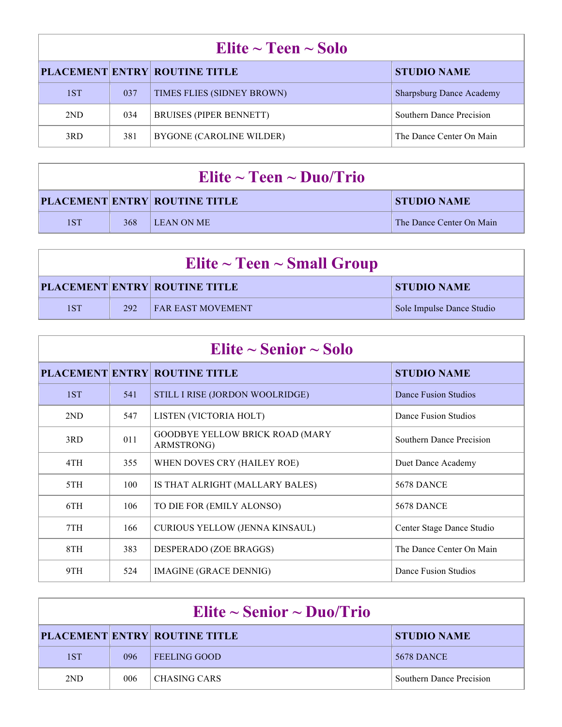## Elite ~ Teen ~ Solo

| PLACEMENT | ENTRY | ROUTINE TITLE | STUDIO NAME |
|---|---|---|---|
| 1ST | 037 | TIMES FLIES (SIDNEY BROWN) | Sharpsburg Dance Academy |
| 2ND | 034 | BRUISES (PIPER BENNETT) | Southern Dance Precision |
| 3RD | 381 | BYGONE (CAROLINE WILDER) | The Dance Center On Main |

## Elite ~ Teen ~ Duo/Trio

| PLACEMENT | ENTRY | ROUTINE TITLE | STUDIO NAME |
|---|---|---|---|
| 1ST | 368 | LEAN ON ME | The Dance Center On Main |

## Elite ~ Teen ~ Small Group

| PLACEMENT | ENTRY | ROUTINE TITLE | STUDIO NAME |
|---|---|---|---|
| 1ST | 292 | FAR EAST MOVEMENT | Sole Impulse Dance Studio |

## Elite ~ Senior ~ Solo

| PLACEMENT | ENTRY | ROUTINE TITLE | STUDIO NAME |
|---|---|---|---|
| 1ST | 541 | STILL I RISE (JORDON WOOLRIDGE) | Dance Fusion Studios |
| 2ND | 547 | LISTEN (VICTORIA HOLT) | Dance Fusion Studios |
| 3RD | 011 | GOODBYE YELLOW BRICK ROAD (MARY ARMSTRONG) | Southern Dance Precision |
| 4TH | 355 | WHEN DOVES CRY (HAILEY ROE) | Duet Dance Academy |
| 5TH | 100 | IS THAT ALRIGHT (MALLARY BALES) | 5678 DANCE |
| 6TH | 106 | TO DIE FOR (EMILY ALONSO) | 5678 DANCE |
| 7TH | 166 | CURIOUS YELLOW (JENNA KINSAUL) | Center Stage Dance Studio |
| 8TH | 383 | DESPERADO (ZOE BRAGGS) | The Dance Center On Main |
| 9TH | 524 | IMAGINE (GRACE DENNIG) | Dance Fusion Studios |

## Elite ~ Senior ~ Duo/Trio

| PLACEMENT | ENTRY | ROUTINE TITLE | STUDIO NAME |
|---|---|---|---|
| 1ST | 096 | FEELING GOOD | 5678 DANCE |
| 2ND | 006 | CHASING CARS | Southern Dance Precision |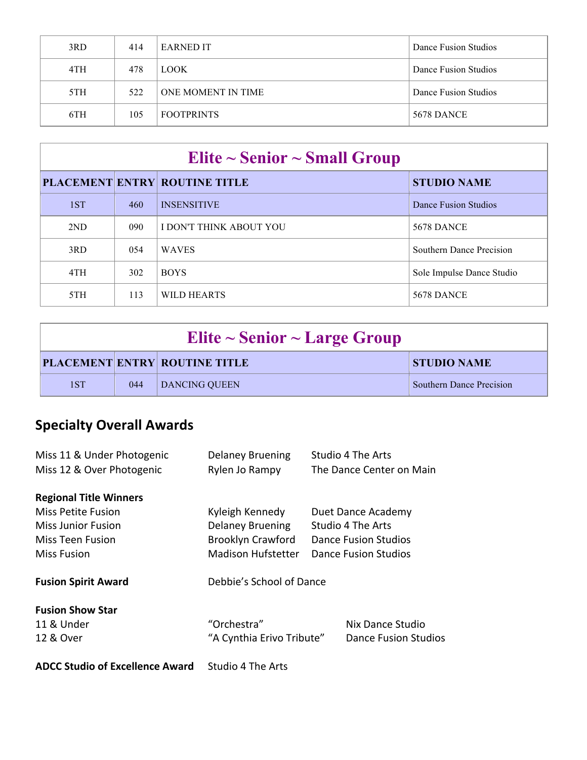| 3RD | 414 | EARNED IT | Dance Fusion Studios |
|---|---|---|---|
| 4TH | 478 | LOOK | Dance Fusion Studios |
| 5TH | 522 | ONE MOMENT IN TIME | Dance Fusion Studios |
| 6TH | 105 | FOOTPRINTS | 5678 DANCE |

## Elite ~ Senior ~ Small Group

| PLACEMENT | ENTRY | ROUTINE TITLE | STUDIO NAME |
|---|---|---|---|
| 1ST | 460 | INSENSITIVE | Dance Fusion Studios |
| 2ND | 090 | I DON'T THINK ABOUT YOU | 5678 DANCE |
| 3RD | 054 | WAVES | Southern Dance Precision |
| 4TH | 302 | BOYS | Sole Impulse Dance Studio |
| 5TH | 113 | WILD HEARTS | 5678 DANCE |

## Elite ~ Senior ~ Large Group

| PLACEMENT | ENTRY | ROUTINE TITLE | STUDIO NAME |
|---|---|---|---|
| 1ST | 044 | DANCING QUEEN | Southern Dance Precision |

## Specialty Overall Awards

| | | |
|---|---|---|
| Miss 11 & Under Photogenic | Delaney Bruening | Studio 4 The Arts |
| Miss 12 & Over Photogenic | Rylen Jo Rampy | The Dance Center on Main |

**Regional Title Winners**

| | | |
|---|---|---|
| Miss Petite Fusion | Kyleigh Kennedy | Duet Dance Academy |
| Miss Junior Fusion | Delaney Bruening | Studio 4 The Arts |
| Miss Teen Fusion | Brooklyn Crawford | Dance Fusion Studios |
| Miss Fusion | Madison Hufstetter | Dance Fusion Studios |

**Fusion Spirit Award** Debbie's School of Dance

**Fusion Show Star**

| | | |
|---|---|---|
| 11 & Under | "Orchestra" | Nix Dance Studio |
| 12 & Over | "A Cynthia Erivo Tribute" | Dance Fusion Studios |

**ADCC Studio of Excellence Award** Studio 4 The Arts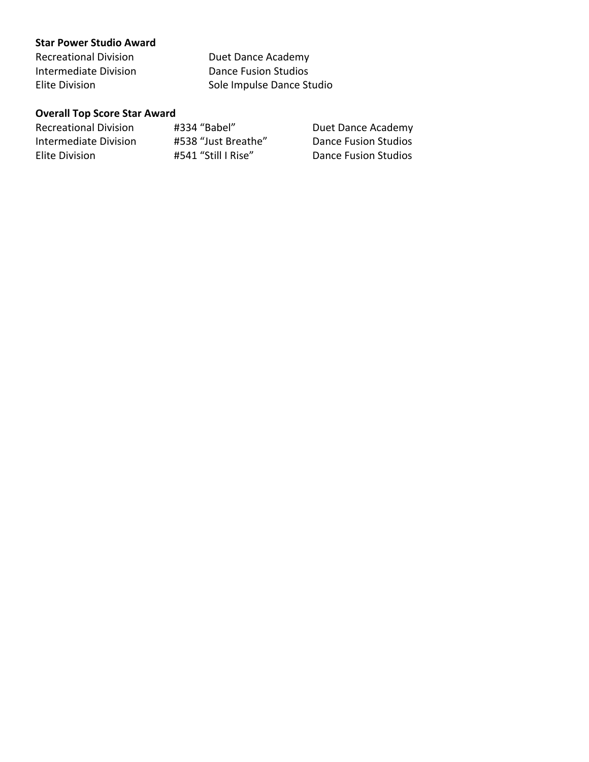**Star Power Studio Award**

| | |
|---|---|
| Recreational Division | Duet Dance Academy |
| Intermediate Division | Dance Fusion Studios |
| Elite Division | Sole Impulse Dance Studio |

**Overall Top Score Star Award**

| | | |
|---|---|---|
| Recreational Division | #334 "Babel" | Duet Dance Academy |
| Intermediate Division | #538 "Just Breathe" | Dance Fusion Studios |
| Elite Division | #541 "Still I Rise" | Dance Fusion Studios |